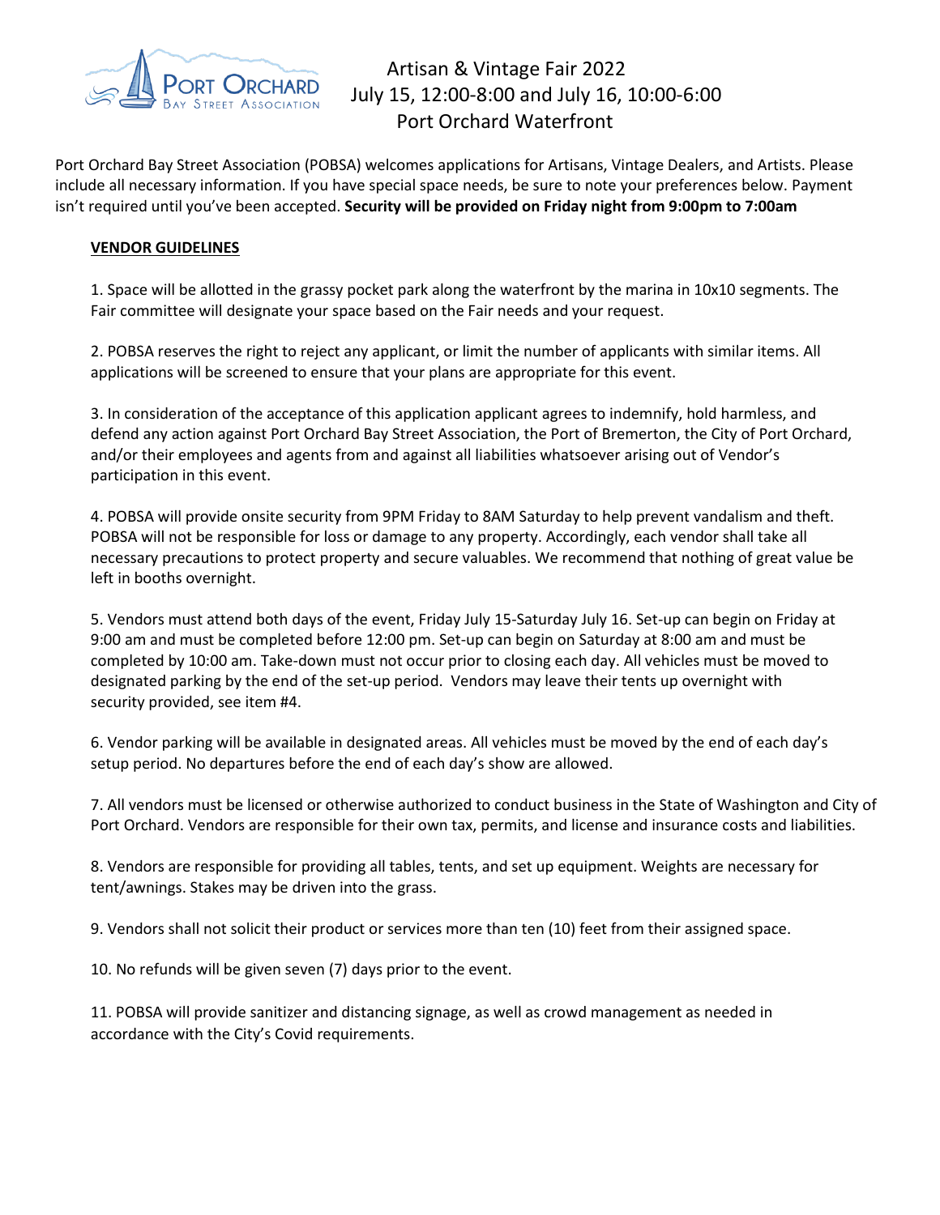Port Orchard Bay Street Association

# Artisan & Vintage Fair 2022

July 15, 12:00-8:00 and July 16, 10:00-6:00

Port Orchard Waterfront

Port Orchard Bay Street Association (POBSA) welcomes applications for Artisans, Vintage Dealers, and Artists. Please include all necessary information. If you have special space needs, be sure to note your preferences below. Payment isn't required until you've been accepted. **Security will be provided on Friday night from 9:00pm to 7:00am**

## VENDOR GUIDELINES

1. Space will be allotted in the grassy pocket park along the waterfront by the marina in 10x10 segments. The Fair committee will designate your space based on the Fair needs and your request.

2. POBSA reserves the right to reject any applicant, or limit the number of applicants with similar items. All applications will be screened to ensure that your plans are appropriate for this event.

3. In consideration of the acceptance of this application applicant agrees to indemnify, hold harmless, and defend any action against Port Orchard Bay Street Association, the Port of Bremerton, the City of Port Orchard, and/or their employees and agents from and against all liabilities whatsoever arising out of Vendor's participation in this event.

4. POBSA will provide onsite security from 9PM Friday to 8AM Saturday to help prevent vandalism and theft. POBSA will not be responsible for loss or damage to any property. Accordingly, each vendor shall take all necessary precautions to protect property and secure valuables. We recommend that nothing of great value be left in booths overnight.

5. Vendors must attend both days of the event, Friday July 15-Saturday July 16. Set-up can begin on Friday at 9:00 am and must be completed before 12:00 pm. Set-up can begin on Saturday at 8:00 am and must be completed by 10:00 am. Take-down must not occur prior to closing each day. All vehicles must be moved to designated parking by the end of the set-up period. Vendors may leave their tents up overnight with security provided, see item #4.

6. Vendor parking will be available in designated areas. All vehicles must be moved by the end of each day's setup period. No departures before the end of each day's show are allowed.

7. All vendors must be licensed or otherwise authorized to conduct business in the State of Washington and City of Port Orchard. Vendors are responsible for their own tax, permits, and license and insurance costs and liabilities.

8. Vendors are responsible for providing all tables, tents, and set up equipment. Weights are necessary for tent/awnings. Stakes may be driven into the grass.

9. Vendors shall not solicit their product or services more than ten (10) feet from their assigned space.

10. No refunds will be given seven (7) days prior to the event.

11. POBSA will provide sanitizer and distancing signage, as well as crowd management as needed in accordance with the City's Covid requirements.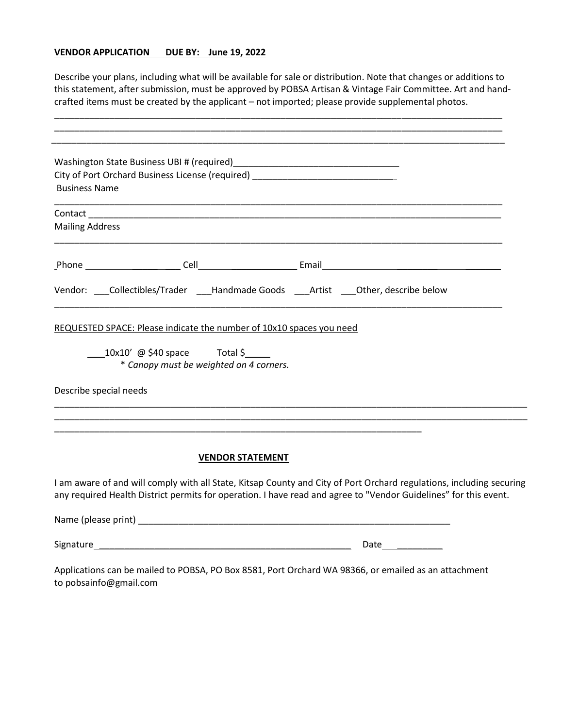**VENDOR APPLICATION DUE BY: June 19, 2022**

Describe your plans, including what will be available for sale or distribution. Note that changes or additions to this statement, after submission, must be approved by POBSA Artisan & Vintage Fair Committee. Art and hand-crafted items must be created by the applicant – not imported; please provide supplemental photos.

_______________________________________________________________________________________________

_______________________________________________________________________________________________

_______________________________________________________________________________________________

Washington State Business UBI # (required)_________________________________

City of Port Orchard Business License (required) ____________________________

Business Name

_______________________________________________________________________________________________

Contact _______________________________________________________________________________________

Mailing Address

_______________________________________________________________________________________________

Phone ________________ Cell____________________ Email_______________________________

Vendor: ___Collectibles/Trader ___Handmade Goods ___Artist ___Other, describe below

_______________________________________________________________________________________________

REQUESTED SPACE: Please indicate the number of 10x10 spaces you need

___10x10' @ $40 space Total $_____

*\* Canopy must be weighted on 4 corners.*

Describe special needs

_______________________________________________________________________________________________

_______________________________________________________________________________________________

_______________________________________________________________________________

**VENDOR STATEMENT**

I am aware of and will comply with all State, Kitsap County and City of Port Orchard regulations, including securing any required Health District permits for operation. I have read and agree to "Vendor Guidelines" for this event.

Name (please print) __________________________________________________________________

Signature_______________________________________________________ Date____________

Applications can be mailed to POBSA, PO Box 8581, Port Orchard WA 98366, or emailed as an attachment to pobsainfo@gmail.com